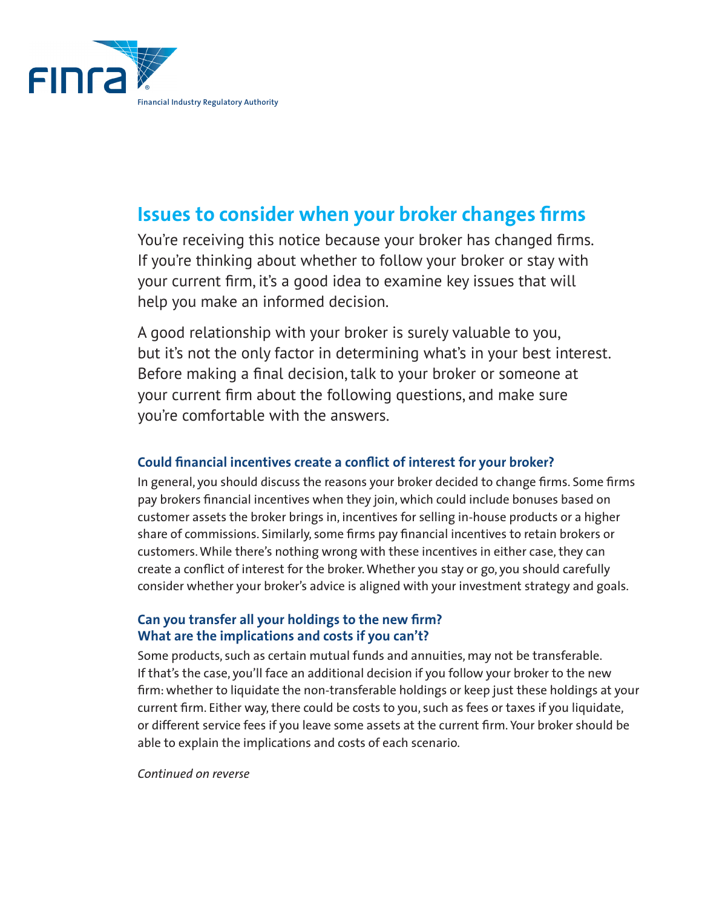FINRA

Financial Industry Regulatory Authority

# Issues to consider when your broker changes firms

You're receiving this notice because your broker has changed firms. If you're thinking about whether to follow your broker or stay with your current firm, it's a good idea to examine key issues that will help you make an informed decision.

A good relationship with your broker is surely valuable to you, but it's not the only factor in determining what's in your best interest. Before making a final decision, talk to your broker or someone at your current firm about the following questions, and make sure you're comfortable with the answers.

### Could financial incentives create a conflict of interest for your broker?

In general, you should discuss the reasons your broker decided to change firms. Some firms pay brokers financial incentives when they join, which could include bonuses based on customer assets the broker brings in, incentives for selling in-house products or a higher share of commissions. Similarly, some firms pay financial incentives to retain brokers or customers. While there's nothing wrong with these incentives in either case, they can create a conflict of interest for the broker. Whether you stay or go, you should carefully consider whether your broker's advice is aligned with your investment strategy and goals.

### Can you transfer all your holdings to the new firm? What are the implications and costs if you can't?

Some products, such as certain mutual funds and annuities, may not be transferable. If that's the case, you'll face an additional decision if you follow your broker to the new firm: whether to liquidate the non-transferable holdings or keep just these holdings at your current firm. Either way, there could be costs to you, such as fees or taxes if you liquidate, or different service fees if you leave some assets at the current firm. Your broker should be able to explain the implications and costs of each scenario.

*Continued on reverse*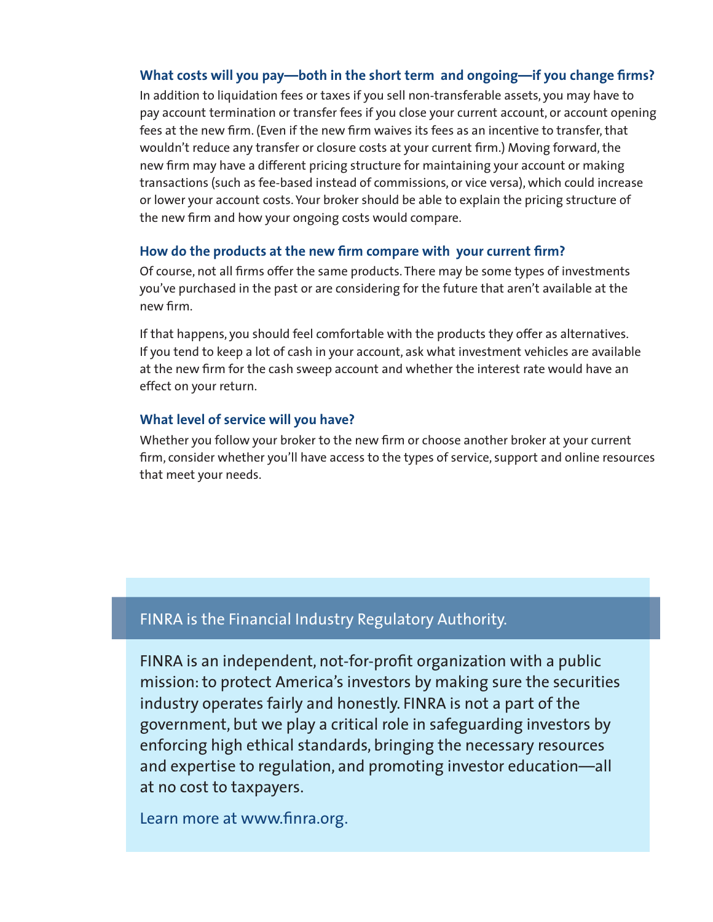### What costs will you pay—both in the short term and ongoing—if you change firms?

In addition to liquidation fees or taxes if you sell non-transferable assets, you may have to pay account termination or transfer fees if you close your current account, or account opening fees at the new firm. (Even if the new firm waives its fees as an incentive to transfer, that wouldn't reduce any transfer or closure costs at your current firm.) Moving forward, the new firm may have a different pricing structure for maintaining your account or making transactions (such as fee-based instead of commissions, or vice versa), which could increase or lower your account costs. Your broker should be able to explain the pricing structure of the new firm and how your ongoing costs would compare.

### How do the products at the new firm compare with your current firm?

Of course, not all firms offer the same products. There may be some types of investments you've purchased in the past or are considering for the future that aren't available at the new firm.

If that happens, you should feel comfortable with the products they offer as alternatives. If you tend to keep a lot of cash in your account, ask what investment vehicles are available at the new firm for the cash sweep account and whether the interest rate would have an effect on your return.

### What level of service will you have?

Whether you follow your broker to the new firm or choose another broker at your current firm, consider whether you'll have access to the types of service, support and online resources that meet your needs.

## FINRA is the Financial Industry Regulatory Authority.

FINRA is an independent, not-for-profit organization with a public mission: to protect America's investors by making sure the securities industry operates fairly and honestly. FINRA is not a part of the government, but we play a critical role in safeguarding investors by enforcing high ethical standards, bringing the necessary resources and expertise to regulation, and promoting investor education—all at no cost to taxpayers.

Learn more at www.finra.org.